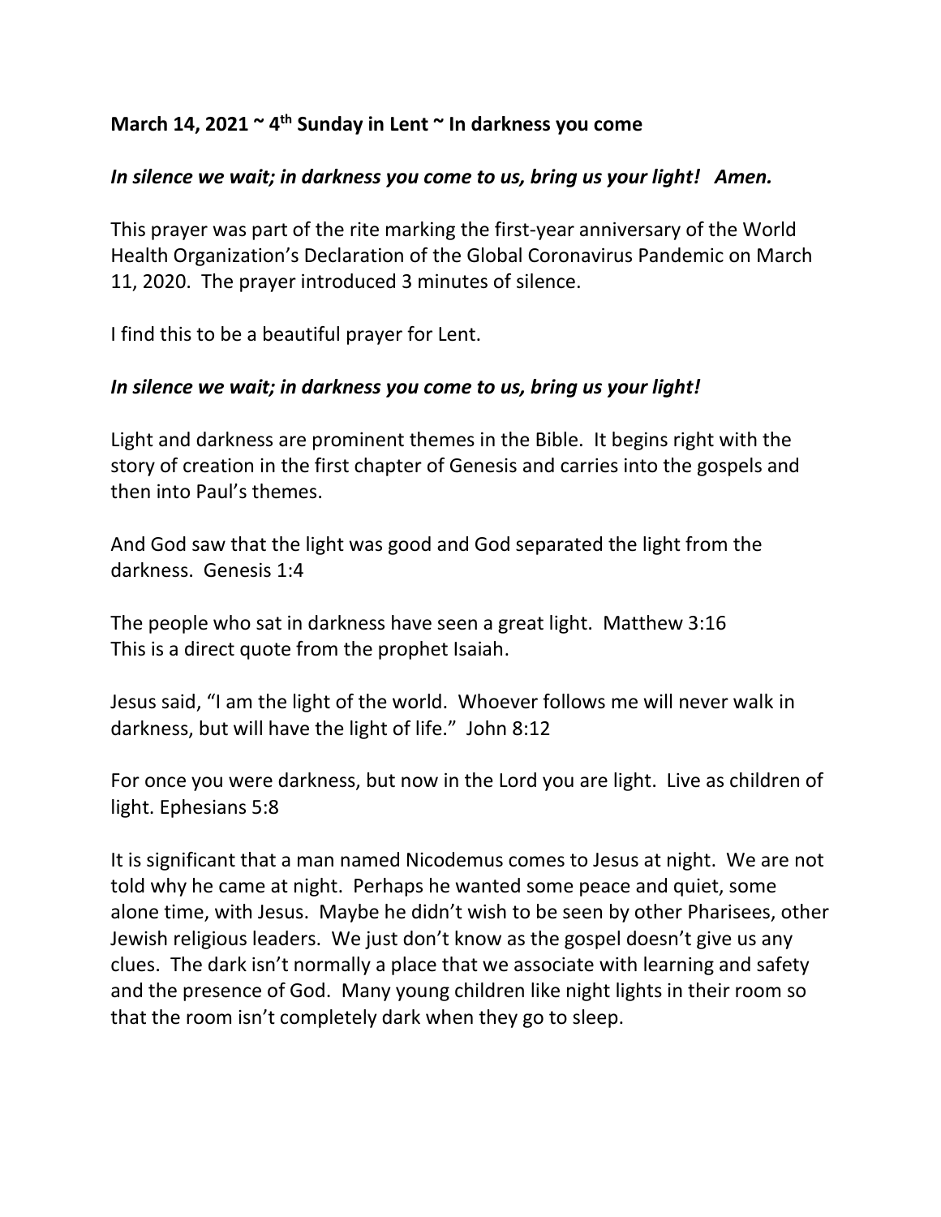**March 14, 2021 ~ 4th Sunday in Lent ~ In darkness you come**

***In silence we wait; in darkness you come to us, bring us your light! Amen.***

This prayer was part of the rite marking the first-year anniversary of the World Health Organization's Declaration of the Global Coronavirus Pandemic on March 11, 2020. The prayer introduced 3 minutes of silence.

I find this to be a beautiful prayer for Lent.

***In silence we wait; in darkness you come to us, bring us your light!***

Light and darkness are prominent themes in the Bible. It begins right with the story of creation in the first chapter of Genesis and carries into the gospels and then into Paul's themes.

And God saw that the light was good and God separated the light from the darkness. Genesis 1:4

The people who sat in darkness have seen a great light. Matthew 3:16
This is a direct quote from the prophet Isaiah.

Jesus said, "I am the light of the world. Whoever follows me will never walk in darkness, but will have the light of life." John 8:12

For once you were darkness, but now in the Lord you are light. Live as children of light. Ephesians 5:8

It is significant that a man named Nicodemus comes to Jesus at night. We are not told why he came at night. Perhaps he wanted some peace and quiet, some alone time, with Jesus. Maybe he didn't wish to be seen by other Pharisees, other Jewish religious leaders. We just don't know as the gospel doesn't give us any clues. The dark isn't normally a place that we associate with learning and safety and the presence of God. Many young children like night lights in their room so that the room isn't completely dark when they go to sleep.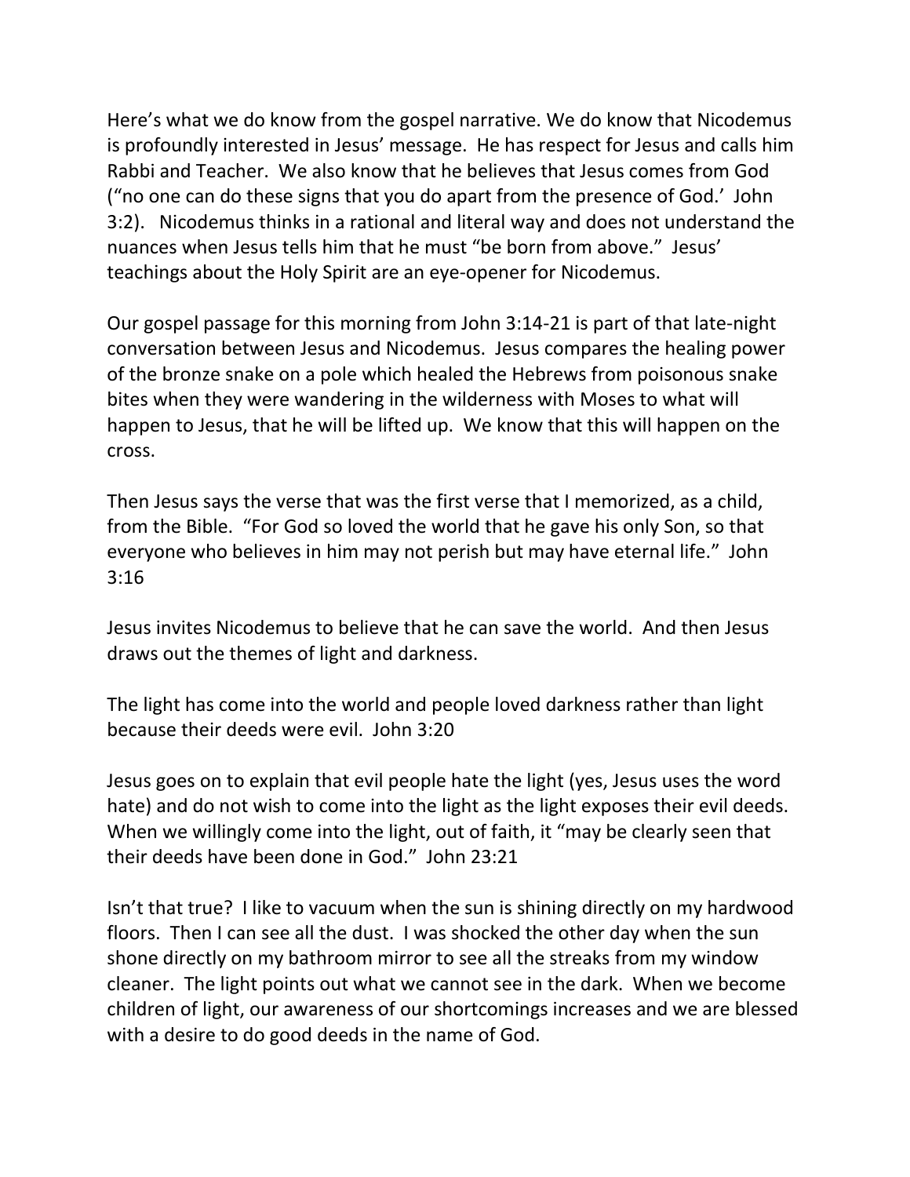Here's what we do know from the gospel narrative. We do know that Nicodemus is profoundly interested in Jesus' message. He has respect for Jesus and calls him Rabbi and Teacher. We also know that he believes that Jesus comes from God ("no one can do these signs that you do apart from the presence of God.' John 3:2). Nicodemus thinks in a rational and literal way and does not understand the nuances when Jesus tells him that he must "be born from above." Jesus' teachings about the Holy Spirit are an eye-opener for Nicodemus.

Our gospel passage for this morning from John 3:14-21 is part of that late-night conversation between Jesus and Nicodemus. Jesus compares the healing power of the bronze snake on a pole which healed the Hebrews from poisonous snake bites when they were wandering in the wilderness with Moses to what will happen to Jesus, that he will be lifted up. We know that this will happen on the cross.

Then Jesus says the verse that was the first verse that I memorized, as a child, from the Bible. "For God so loved the world that he gave his only Son, so that everyone who believes in him may not perish but may have eternal life." John 3:16

Jesus invites Nicodemus to believe that he can save the world. And then Jesus draws out the themes of light and darkness.

The light has come into the world and people loved darkness rather than light because their deeds were evil. John 3:20

Jesus goes on to explain that evil people hate the light (yes, Jesus uses the word hate) and do not wish to come into the light as the light exposes their evil deeds. When we willingly come into the light, out of faith, it "may be clearly seen that their deeds have been done in God." John 23:21

Isn't that true? I like to vacuum when the sun is shining directly on my hardwood floors. Then I can see all the dust. I was shocked the other day when the sun shone directly on my bathroom mirror to see all the streaks from my window cleaner. The light points out what we cannot see in the dark. When we become children of light, our awareness of our shortcomings increases and we are blessed with a desire to do good deeds in the name of God.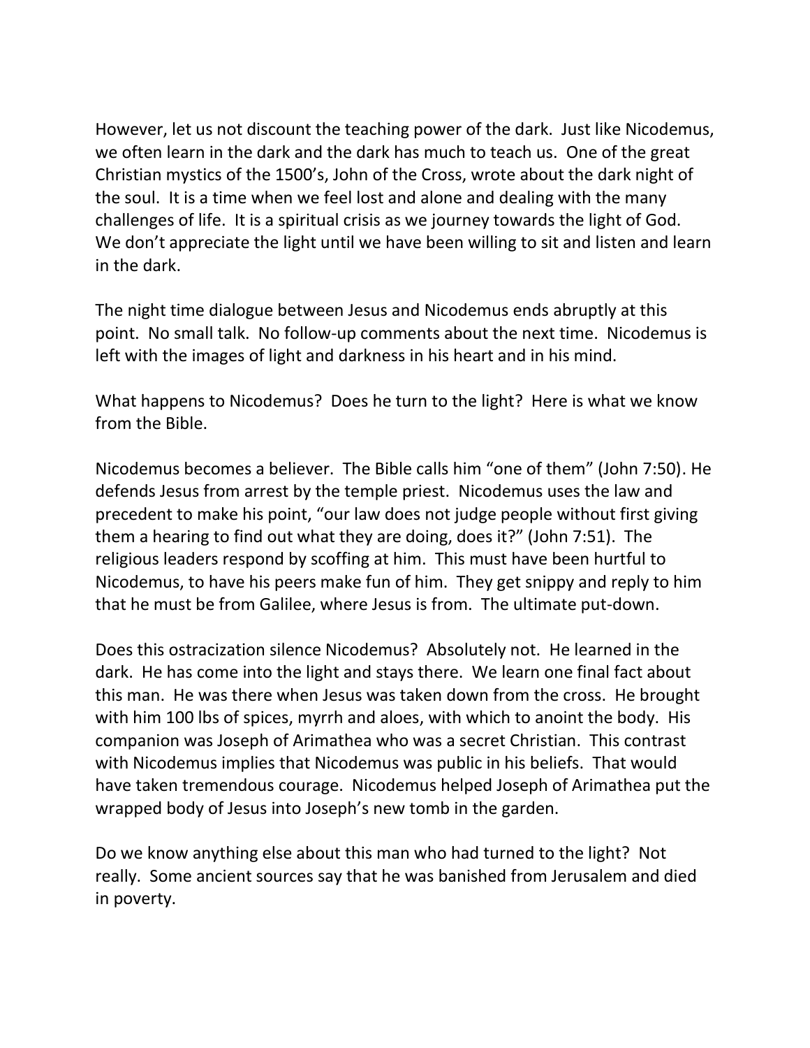However, let us not discount the teaching power of the dark. Just like Nicodemus, we often learn in the dark and the dark has much to teach us. One of the great Christian mystics of the 1500's, John of the Cross, wrote about the dark night of the soul. It is a time when we feel lost and alone and dealing with the many challenges of life. It is a spiritual crisis as we journey towards the light of God. We don't appreciate the light until we have been willing to sit and listen and learn in the dark.

The night time dialogue between Jesus and Nicodemus ends abruptly at this point. No small talk. No follow-up comments about the next time. Nicodemus is left with the images of light and darkness in his heart and in his mind.

What happens to Nicodemus? Does he turn to the light? Here is what we know from the Bible.

Nicodemus becomes a believer. The Bible calls him "one of them" (John 7:50). He defends Jesus from arrest by the temple priest. Nicodemus uses the law and precedent to make his point, "our law does not judge people without first giving them a hearing to find out what they are doing, does it?" (John 7:51). The religious leaders respond by scoffing at him. This must have been hurtful to Nicodemus, to have his peers make fun of him. They get snippy and reply to him that he must be from Galilee, where Jesus is from. The ultimate put-down.

Does this ostracization silence Nicodemus? Absolutely not. He learned in the dark. He has come into the light and stays there. We learn one final fact about this man. He was there when Jesus was taken down from the cross. He brought with him 100 lbs of spices, myrrh and aloes, with which to anoint the body. His companion was Joseph of Arimathea who was a secret Christian. This contrast with Nicodemus implies that Nicodemus was public in his beliefs. That would have taken tremendous courage. Nicodemus helped Joseph of Arimathea put the wrapped body of Jesus into Joseph's new tomb in the garden.

Do we know anything else about this man who had turned to the light? Not really. Some ancient sources say that he was banished from Jerusalem and died in poverty.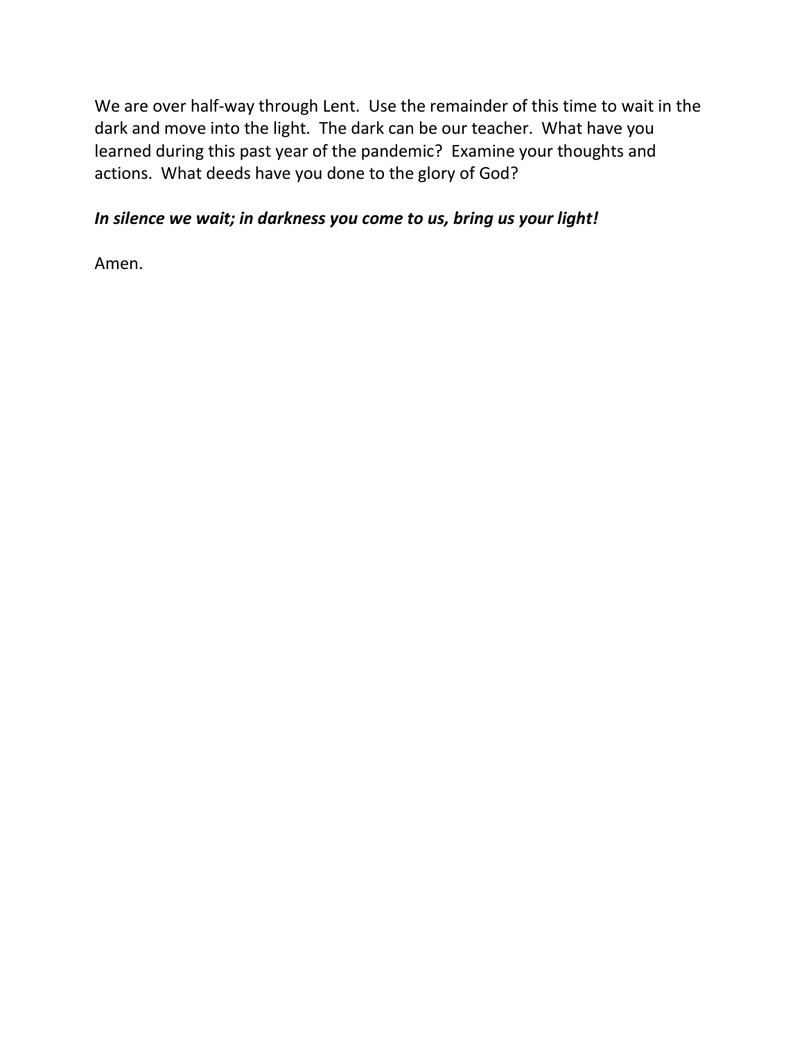We are over half-way through Lent. Use the remainder of this time to wait in the dark and move into the light. The dark can be our teacher. What have you learned during this past year of the pandemic? Examine your thoughts and actions. What deeds have you done to the glory of God?

***In silence we wait; in darkness you come to us, bring us your light!***

Amen.